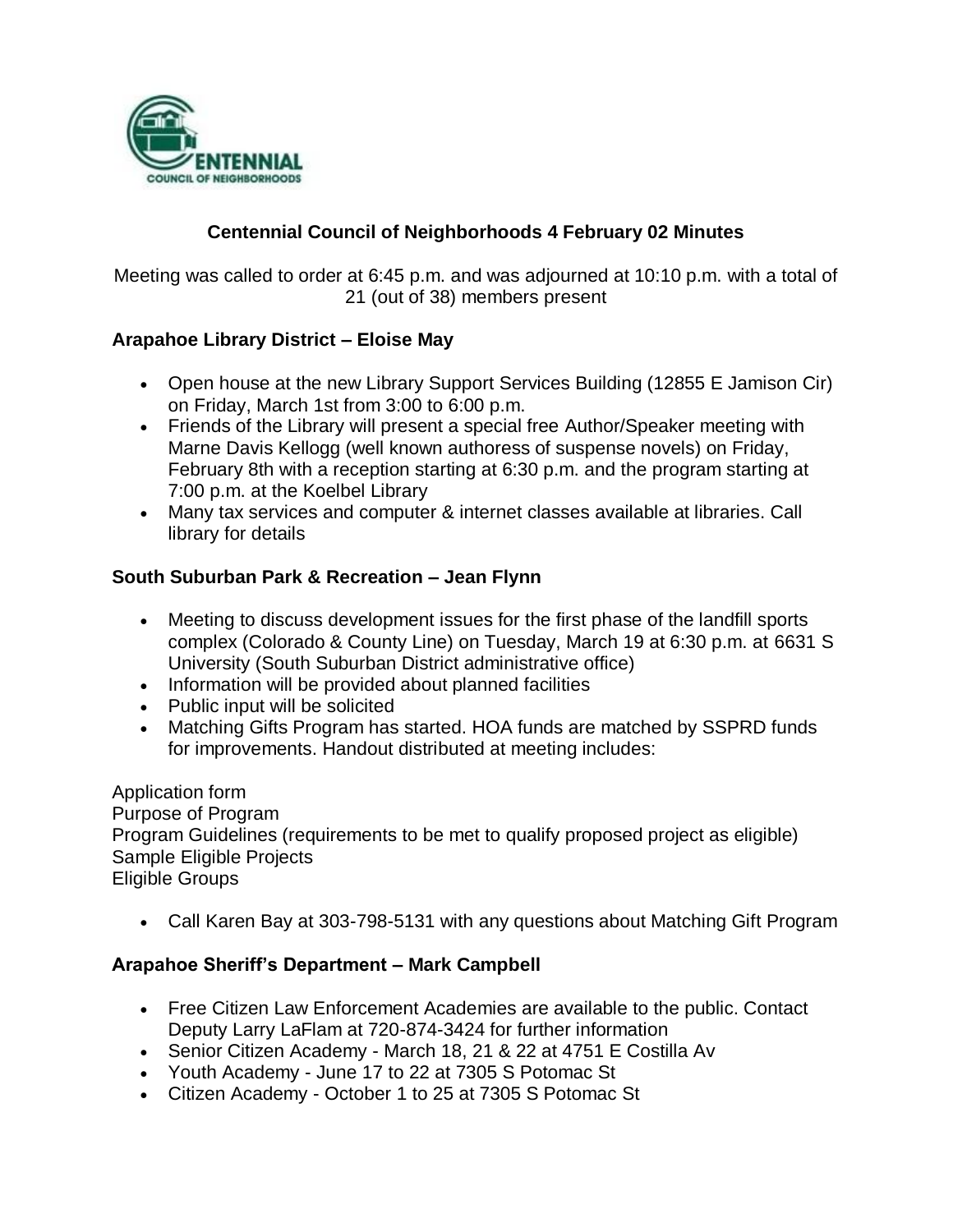# Centennial Council of Neighborhoods 4 February 02 Minutes

Meeting was called to order at 6:45 p.m. and was adjourned at 10:10 p.m. with a total of 21 (out of 38) members present

## Arapahoe Library District – Eloise May

- Open house at the new Library Support Services Building (12855 E Jamison Cir) on Friday, March 1st from 3:00 to 6:00 p.m.
- Friends of the Library will present a special free Author/Speaker meeting with Marne Davis Kellogg (well known authoress of suspense novels) on Friday, February 8th with a reception starting at 6:30 p.m. and the program starting at 7:00 p.m. at the Koelbel Library
- Many tax services and computer & internet classes available at libraries. Call library for details

## South Suburban Park & Recreation – Jean Flynn

- Meeting to discuss development issues for the first phase of the landfill sports complex (Colorado & County Line) on Tuesday, March 19 at 6:30 p.m. at 6631 S University (South Suburban District administrative office)
- Information will be provided about planned facilities
- Public input will be solicited
- Matching Gifts Program has started. HOA funds are matched by SSPRD funds for improvements. Handout distributed at meeting includes:

Application form
Purpose of Program
Program Guidelines (requirements to be met to qualify proposed project as eligible)
Sample Eligible Projects
Eligible Groups

- Call Karen Bay at 303-798-5131 with any questions about Matching Gift Program

## Arapahoe Sheriff's Department – Mark Campbell

- Free Citizen Law Enforcement Academies are available to the public. Contact Deputy Larry LaFlam at 720-874-3424 for further information
- Senior Citizen Academy - March 18, 21 & 22 at 4751 E Costilla Av
- Youth Academy - June 17 to 22 at 7305 S Potomac St
- Citizen Academy - October 1 to 25 at 7305 S Potomac St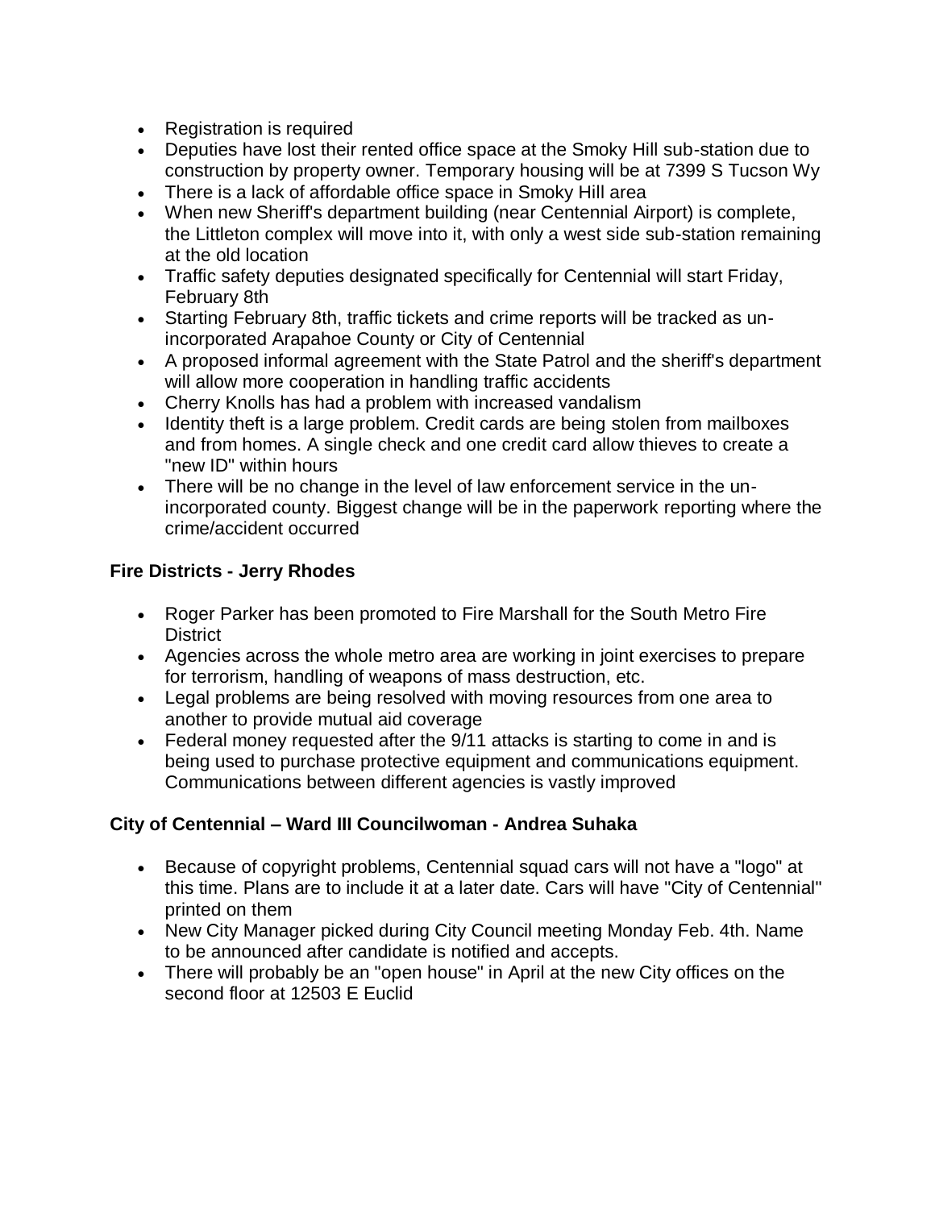- Registration is required
- Deputies have lost their rented office space at the Smoky Hill sub-station due to construction by property owner. Temporary housing will be at 7399 S Tucson Wy
- There is a lack of affordable office space in Smoky Hill area
- When new Sheriff's department building (near Centennial Airport) is complete, the Littleton complex will move into it, with only a west side sub-station remaining at the old location
- Traffic safety deputies designated specifically for Centennial will start Friday, February 8th
- Starting February 8th, traffic tickets and crime reports will be tracked as un-incorporated Arapahoe County or City of Centennial
- A proposed informal agreement with the State Patrol and the sheriff's department will allow more cooperation in handling traffic accidents
- Cherry Knolls has had a problem with increased vandalism
- Identity theft is a large problem. Credit cards are being stolen from mailboxes and from homes. A single check and one credit card allow thieves to create a "new ID" within hours
- There will be no change in the level of law enforcement service in the un-incorporated county. Biggest change will be in the paperwork reporting where the crime/accident occurred

### Fire Districts - Jerry Rhodes

- Roger Parker has been promoted to Fire Marshall for the South Metro Fire District
- Agencies across the whole metro area are working in joint exercises to prepare for terrorism, handling of weapons of mass destruction, etc.
- Legal problems are being resolved with moving resources from one area to another to provide mutual aid coverage
- Federal money requested after the 9/11 attacks is starting to come in and is being used to purchase protective equipment and communications equipment. Communications between different agencies is vastly improved

### City of Centennial – Ward III Councilwoman - Andrea Suhaka

- Because of copyright problems, Centennial squad cars will not have a "logo" at this time. Plans are to include it at a later date. Cars will have "City of Centennial" printed on them
- New City Manager picked during City Council meeting Monday Feb. 4th. Name to be announced after candidate is notified and accepts.
- There will probably be an "open house" in April at the new City offices on the second floor at 12503 E Euclid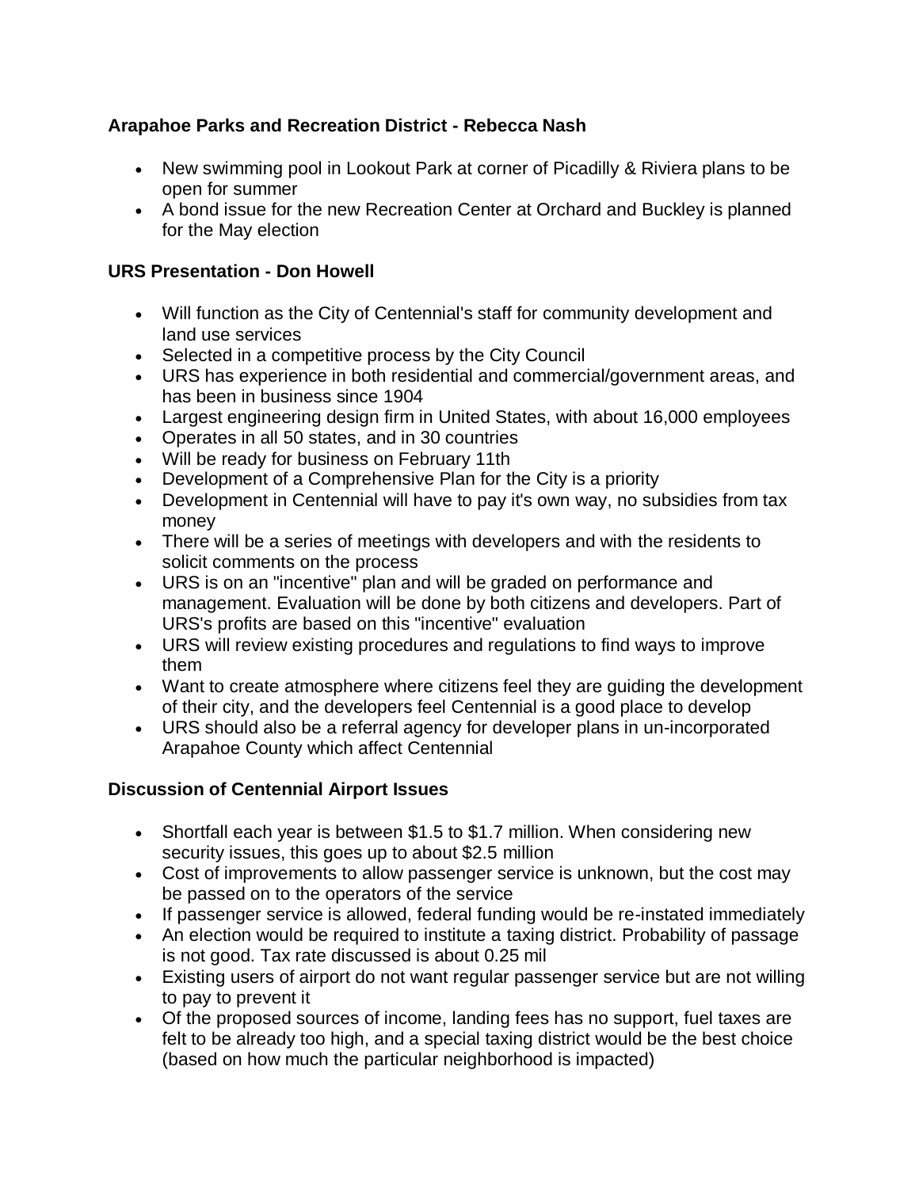### Arapahoe Parks and Recreation District - Rebecca Nash

- New swimming pool in Lookout Park at corner of Picadilly & Riviera plans to be open for summer
- A bond issue for the new Recreation Center at Orchard and Buckley is planned for the May election

### URS Presentation - Don Howell

- Will function as the City of Centennial's staff for community development and land use services
- Selected in a competitive process by the City Council
- URS has experience in both residential and commercial/government areas, and has been in business since 1904
- Largest engineering design firm in United States, with about 16,000 employees
- Operates in all 50 states, and in 30 countries
- Will be ready for business on February 11th
- Development of a Comprehensive Plan for the City is a priority
- Development in Centennial will have to pay it's own way, no subsidies from tax money
- There will be a series of meetings with developers and with the residents to solicit comments on the process
- URS is on an "incentive" plan and will be graded on performance and management. Evaluation will be done by both citizens and developers. Part of URS's profits are based on this "incentive" evaluation
- URS will review existing procedures and regulations to find ways to improve them
- Want to create atmosphere where citizens feel they are guiding the development of their city, and the developers feel Centennial is a good place to develop
- URS should also be a referral agency for developer plans in un-incorporated Arapahoe County which affect Centennial

### Discussion of Centennial Airport Issues

- Shortfall each year is between $1.5 to $1.7 million. When considering new security issues, this goes up to about $2.5 million
- Cost of improvements to allow passenger service is unknown, but the cost may be passed on to the operators of the service
- If passenger service is allowed, federal funding would be re-instated immediately
- An election would be required to institute a taxing district. Probability of passage is not good. Tax rate discussed is about 0.25 mil
- Existing users of airport do not want regular passenger service but are not willing to pay to prevent it
- Of the proposed sources of income, landing fees has no support, fuel taxes are felt to be already too high, and a special taxing district would be the best choice (based on how much the particular neighborhood is impacted)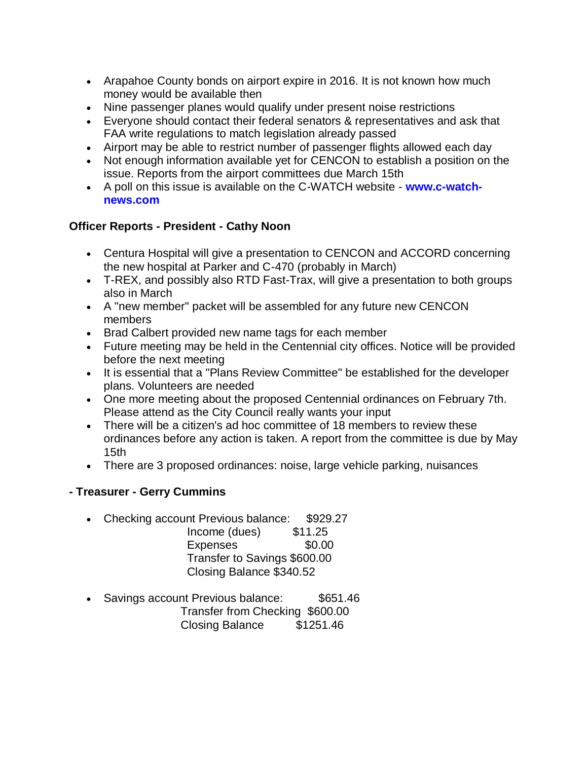- Arapahoe County bonds on airport expire in 2016. It is not known how much money would be available then
- Nine passenger planes would qualify under present noise restrictions
- Everyone should contact their federal senators & representatives and ask that FAA write regulations to match legislation already passed
- Airport may be able to restrict number of passenger flights allowed each day
- Not enough information available yet for CENCON to establish a position on the issue. Reports from the airport committees due March 15th
- A poll on this issue is available on the C-WATCH website - **www.c-watch-news.com**

**Officer Reports - President - Cathy Noon**

- Centura Hospital will give a presentation to CENCON and ACCORD concerning the new hospital at Parker and C-470 (probably in March)
- T-REX, and possibly also RTD Fast-Trax, will give a presentation to both groups also in March
- A "new member" packet will be assembled for any future new CENCON members
- Brad Calbert provided new name tags for each member
- Future meeting may be held in the Centennial city offices. Notice will be provided before the next meeting
- It is essential that a "Plans Review Committee" be established for the developer plans. Volunteers are needed
- One more meeting about the proposed Centennial ordinances on February 7th. Please attend as the City Council really wants your input
- There will be a citizen's ad hoc committee of 18 members to review these ordinances before any action is taken. A report from the committee is due by May 15th
- There are 3 proposed ordinances: noise, large vehicle parking, nuisances

**- Treasurer - Gerry Cummins**

- Checking account Previous balance: $929.27
  Income (dues) $11.25
  Expenses $0.00
  Transfer to Savings $600.00
  Closing Balance $340.52

- Savings account Previous balance: $651.46
  Transfer from Checking $600.00
  Closing Balance $1251.46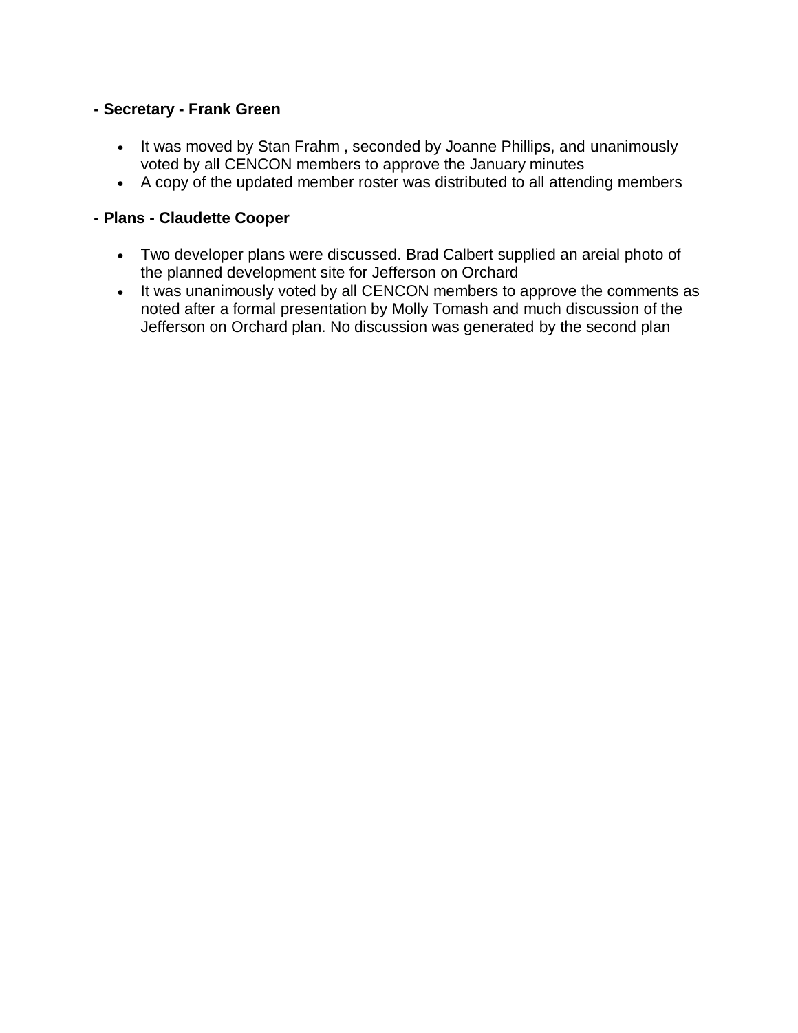**- Secretary - Frank Green**

- It was moved by Stan Frahm , seconded by Joanne Phillips, and unanimously voted by all CENCON members to approve the January minutes
- A copy of the updated member roster was distributed to all attending members

**- Plans - Claudette Cooper**

- Two developer plans were discussed. Brad Calbert supplied an areial photo of the planned development site for Jefferson on Orchard
- It was unanimously voted by all CENCON members to approve the comments as noted after a formal presentation by Molly Tomash and much discussion of the Jefferson on Orchard plan. No discussion was generated by the second plan